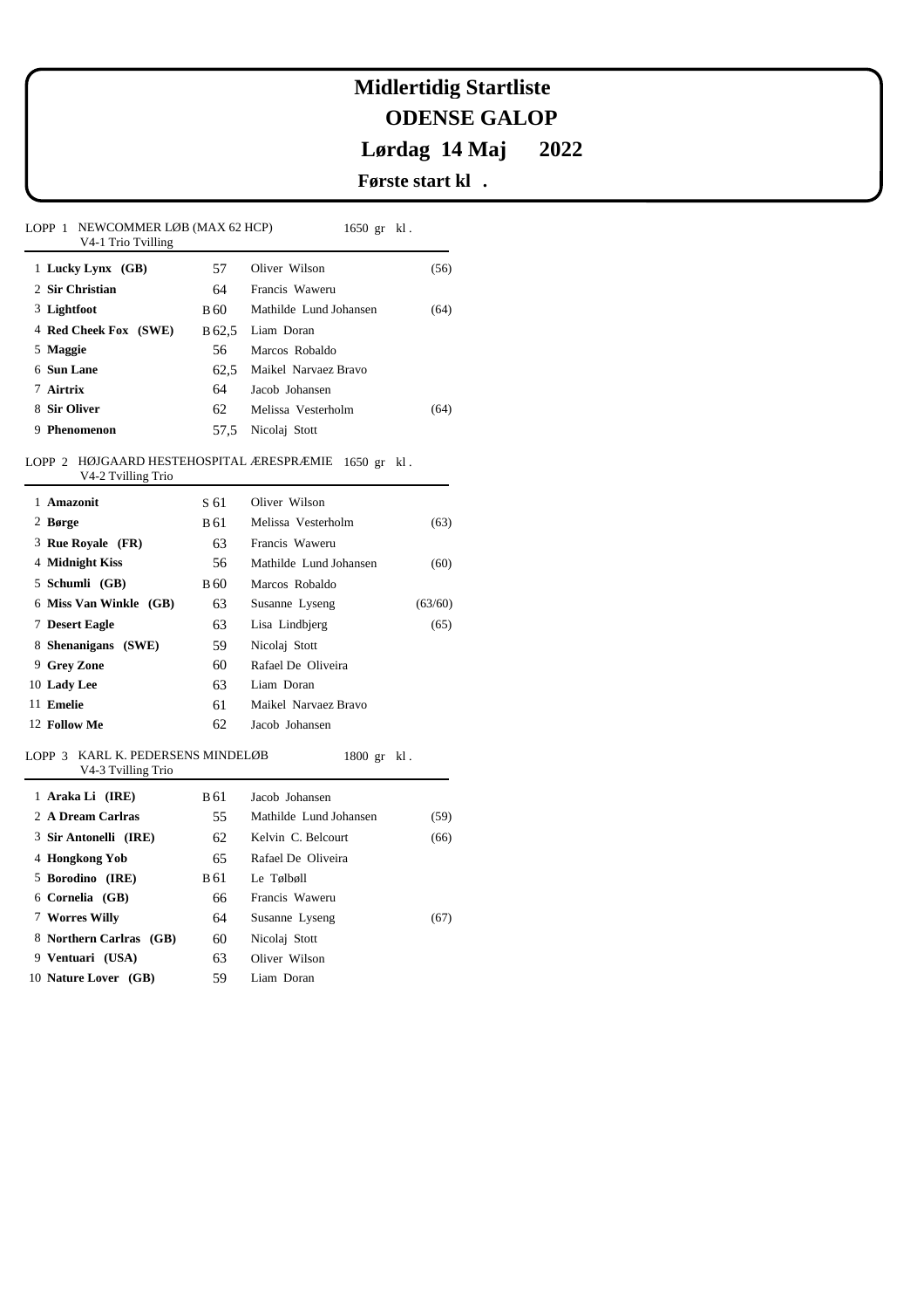# Midlertidig Startliste
# ODENSE GALOP
# Lørdag 14 Maj 2022
## Første start kl .

LOPP 1 NEWCOMMER LØB (MAX 62 HCP) 1650 gr kl .
V4-1 Trio Tvilling

| | | | | |
|---|---|---|---|---|
| 1 | **Lucky Lynx (GB)** | 57 | Oliver Wilson | (56) |
| 2 | **Sir Christian** | 64 | Francis Waweru | |
| 3 | **Lightfoot** | B 60 | Mathilde Lund Johansen | (64) |
| 4 | **Red Cheek Fox (SWE)** | B 62,5 | Liam Doran | |
| 5 | **Maggie** | 56 | Marcos Robaldo | |
| 6 | **Sun Lane** | 62,5 | Maikel Narvaez Bravo | |
| 7 | **Airtrix** | 64 | Jacob Johansen | |
| 8 | **Sir Oliver** | 62 | Melissa Vesterholm | (64) |
| 9 | **Phenomenon** | 57,5 | Nicolaj Stott | |

LOPP 2 HØJGAARD HESTEHOSPITAL ÆRESPRÆMIE 1650 gr kl .
V4-2 Tvilling Trio

| | | | | |
|---|---|---|---|---|
| 1 | **Amazonit** | S 61 | Oliver Wilson | |
| 2 | **Børge** | B 61 | Melissa Vesterholm | (63) |
| 3 | **Rue Royale (FR)** | 63 | Francis Waweru | |
| 4 | **Midnight Kiss** | 56 | Mathilde Lund Johansen | (60) |
| 5 | **Schumli (GB)** | B 60 | Marcos Robaldo | |
| 6 | **Miss Van Winkle (GB)** | 63 | Susanne Lyseng | (63/60) |
| 7 | **Desert Eagle** | 63 | Lisa Lindbjerg | (65) |
| 8 | **Shenanigans (SWE)** | 59 | Nicolaj Stott | |
| 9 | **Grey Zone** | 60 | Rafael De Oliveira | |
| 10 | **Lady Lee** | 63 | Liam Doran | |
| 11 | **Emelie** | 61 | Maikel Narvaez Bravo | |
| 12 | **Follow Me** | 62 | Jacob Johansen | |

LOPP 3 KARL K. PEDERSENS MINDELØB 1800 gr kl .
V4-3 Tvilling Trio

| | | | | |
|---|---|---|---|---|
| 1 | **Araka Li (IRE)** | B 61 | Jacob Johansen | |
| 2 | **A Dream Carlras** | 55 | Mathilde Lund Johansen | (59) |
| 3 | **Sir Antonelli (IRE)** | 62 | Kelvin C. Belcourt | (66) |
| 4 | **Hongkong Yob** | 65 | Rafael De Oliveira | |
| 5 | **Borodino (IRE)** | B 61 | Le Tølbøll | |
| 6 | **Cornelia (GB)** | 66 | Francis Waweru | |
| 7 | **Worres Willy** | 64 | Susanne Lyseng | (67) |
| 8 | **Northern Carlras (GB)** | 60 | Nicolaj Stott | |
| 9 | **Ventuari (USA)** | 63 | Oliver Wilson | |
| 10 | **Nature Lover (GB)** | 59 | Liam Doran | |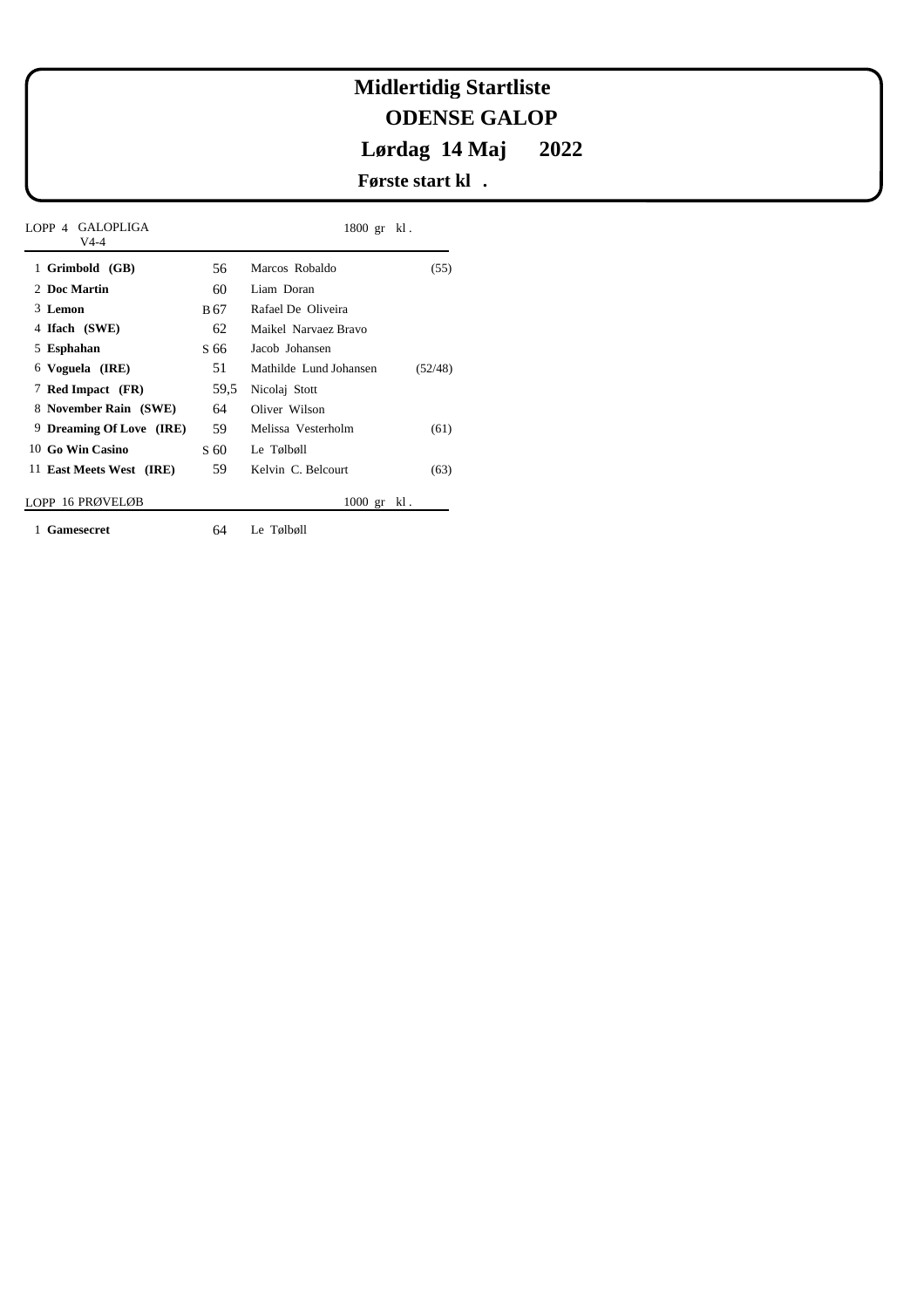# Midlertidig Startliste

## ODENSE GALOP

## Lørdag 14 Maj 2022

**Første start kl .**

LOPP 4 GALOPLIGA V4-4 — 1800 gr kl .

| | | | | |
|---|---|---|---|---|
| 1 | **Grimbold (GB)** | 56 | Marcos Robaldo | (55) |
| 2 | **Doc Martin** | 60 | Liam Doran | |
| 3 | **Lemon** | B 67 | Rafael De Oliveira | |
| 4 | **Ifach (SWE)** | 62 | Maikel Narvaez Bravo | |
| 5 | **Esphahan** | S 66 | Jacob Johansen | |
| 6 | **Voguela (IRE)** | 51 | Mathilde Lund Johansen | (52/48) |
| 7 | **Red Impact (FR)** | 59,5 | Nicolaj Stott | |
| 8 | **November Rain (SWE)** | 64 | Oliver Wilson | |
| 9 | **Dreaming Of Love (IRE)** | 59 | Melissa Vesterholm | (61) |
| 10 | **Go Win Casino** | S 60 | Le Tølbøll | |
| 11 | **East Meets West (IRE)** | 59 | Kelvin C. Belcourt | (63) |

LOPP 16 PRØVELØB — 1000 gr kl .

| | | | |
|---|---|---|---|
| 1 | **Gamesecret** | 64 | Le Tølbøll |